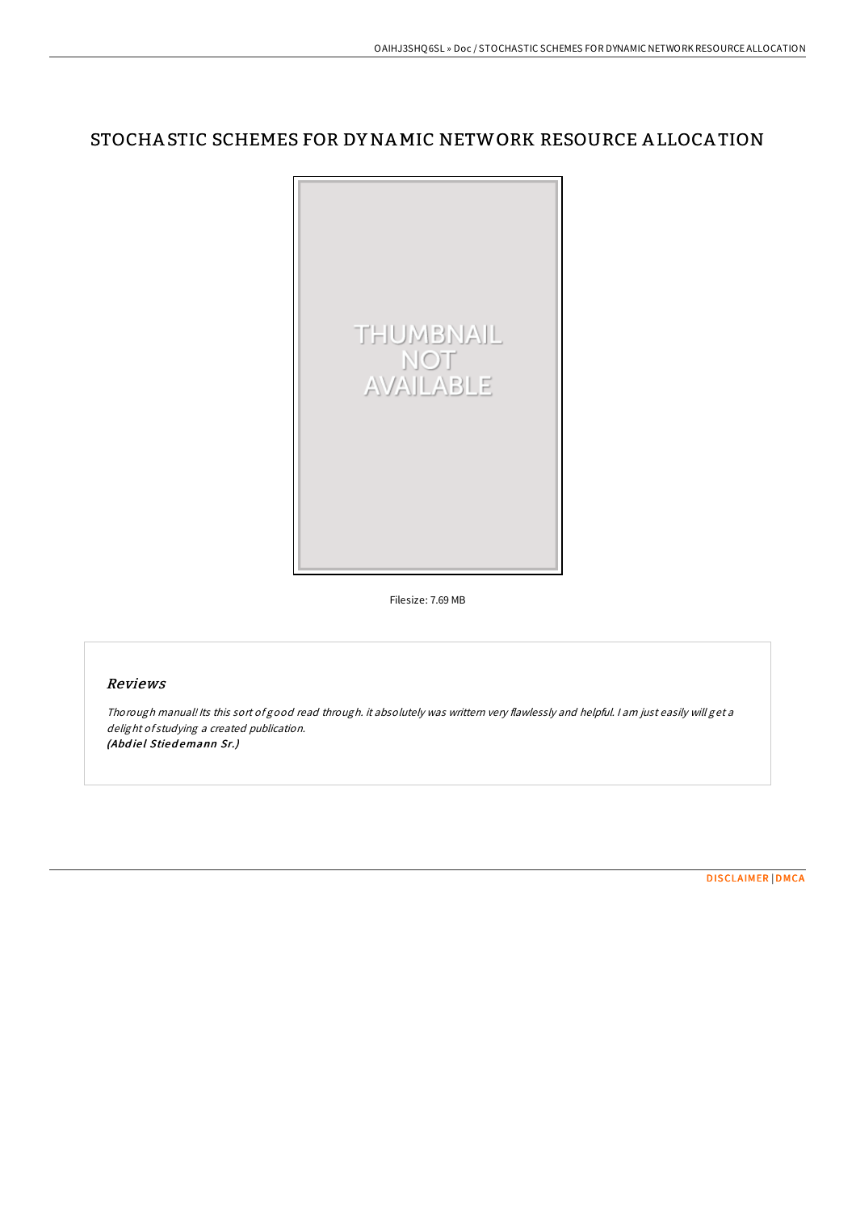# STOCHASTIC SCHEMES FOR DYNAMIC NETWORK RESOURCE ALLOCATION

Filesize: 7.69 MB

## Reviews

*Thorough manual! Its this sort of good read through. it absolutely was writtern very flawlessly and helpful. I am just easily will get a delight of studying a created publication.*
***(Abdiel Stiedemann Sr.)***

DISCLAIMER | DMCA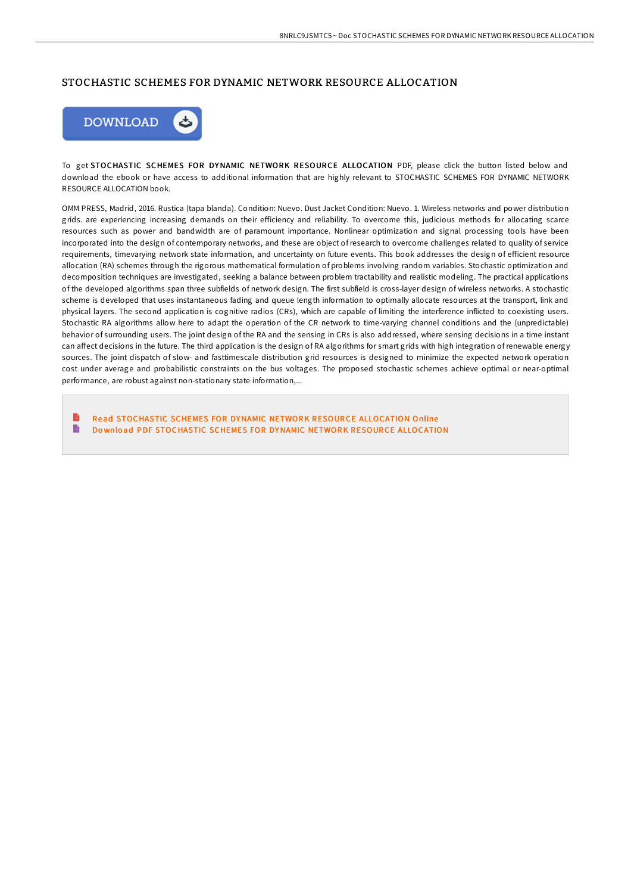# STOCHASTIC SCHEMES FOR DYNAMIC NETWORK RESOURCE ALLOCATION

DOWNLOAD

To get **STOCHASTIC SCHEMES FOR DYNAMIC NETWORK RESOURCE ALLOCATION** PDF, please click the button listed below and download the ebook or have access to additional information that are highly relevant to STOCHASTIC SCHEMES FOR DYNAMIC NETWORK RESOURCE ALLOCATION book.

OMM PRESS, Madrid, 2016. Rustica (tapa blanda). Condition: Nuevo. Dust Jacket Condition: Nuevo. 1. Wireless networks and power distribution grids. are experiencing increasing demands on their efficiency and reliability. To overcome this, judicious methods for allocating scarce resources such as power and bandwidth are of paramount importance. Nonlinear optimization and signal processing tools have been incorporated into the design of contemporary networks, and these are object of research to overcome challenges related to quality of service requirements, timevarying network state information, and uncertainty on future events. This book addresses the design of efficient resource allocation (RA) schemes through the rigorous mathematical formulation of problems involving random variables. Stochastic optimization and decomposition techniques are investigated, seeking a balance between problem tractability and realistic modeling. The practical applications of the developed algorithms span three subfields of network design. The first subfield is cross-layer design of wireless networks. A stochastic scheme is developed that uses instantaneous fading and queue length information to optimally allocate resources at the transport, link and physical layers. The second application is cognitive radios (CRs), which are capable of limiting the interference inflicted to coexisting users. Stochastic RA algorithms allow here to adapt the operation of the CR network to time-varying channel conditions and the (unpredictable) behavior of surrounding users. The joint design of the RA and the sensing in CRs is also addressed, where sensing decisions in a time instant can affect decisions in the future. The third application is the design of RA algorithms for smart grids with high integration of renewable energy sources. The joint dispatch of slow- and fasttimescale distribution grid resources is designed to minimize the expected network operation cost under average and probabilistic constraints on the bus voltages. The proposed stochastic schemes achieve optimal or near-optimal performance, are robust against non-stationary state information,...

- Read STOCHASTIC SCHEMES FOR DYNAMIC NETWORK RESOURCE ALLOCATION Online
- Download PDF STOCHASTIC SCHEMES FOR DYNAMIC NETWORK RESOURCE ALLOCATION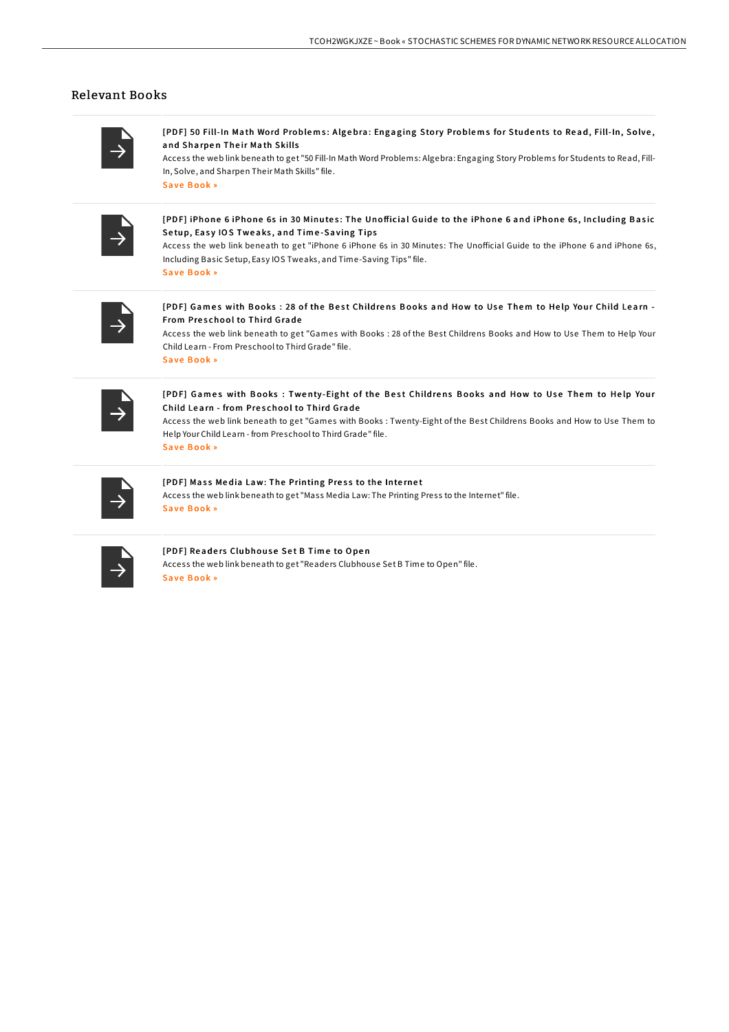## Relevant Books

**[PDF] 50 Fill-In Math Word Problems: Algebra: Engaging Story Problems for Students to Read, Fill-In, Solve, and Sharpen Their Math Skills**

Access the web link beneath to get "50 Fill-In Math Word Problems: Algebra: Engaging Story Problems for Students to Read, Fill-In, Solve, and Sharpen Their Math Skills" file.

Save Book »

**[PDF] iPhone 6 iPhone 6s in 30 Minutes: The Unofficial Guide to the iPhone 6 and iPhone 6s, Including Basic Setup, Easy IOS Tweaks, and Time-Saving Tips**

Access the web link beneath to get "iPhone 6 iPhone 6s in 30 Minutes: The Unofficial Guide to the iPhone 6 and iPhone 6s, Including Basic Setup, Easy IOS Tweaks, and Time-Saving Tips" file.

Save Book »

**[PDF] Games with Books : 28 of the Best Childrens Books and How to Use Them to Help Your Child Learn - From Preschool to Third Grade**

Access the web link beneath to get "Games with Books : 28 of the Best Childrens Books and How to Use Them to Help Your Child Learn - From Preschool to Third Grade" file.

Save Book »

**[PDF] Games with Books : Twenty-Eight of the Best Childrens Books and How to Use Them to Help Your Child Learn - from Preschool to Third Grade**

Access the web link beneath to get "Games with Books : Twenty-Eight of the Best Childrens Books and How to Use Them to Help Your Child Learn - from Preschool to Third Grade" file.

Save Book »

**[PDF] Mass Media Law: The Printing Press to the Internet**

Access the web link beneath to get "Mass Media Law: The Printing Press to the Internet" file.

Save Book »

**[PDF] Readers Clubhouse Set B Time to Open**

Access the web link beneath to get "Readers Clubhouse Set B Time to Open" file.

Save Book »